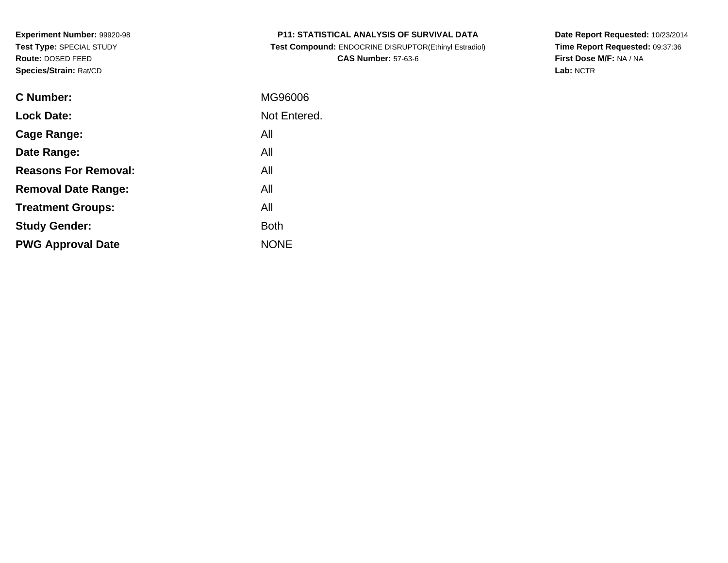**Experiment Number:** 99920-98
**Test Type:** SPECIAL STUDY
**Route:** DOSED FEED
**Species/Strain:** Rat/CD

**P11: STATISTICAL ANALYSIS OF SURVIVAL DATA**
**Test Compound:** ENDOCRINE DISRUPTOR(Ethinyl Estradiol)
**CAS Number:** 57-63-6

**Date Report Requested:** 10/23/2014
**Time Report Requested:** 09:37:36
**First Dose M/F:** NA / NA
**Lab:** NCTR

| | |
|---|---|
| **C Number:** | MG96006 |
| **Lock Date:** | Not Entered. |
| **Cage Range:** | All |
| **Date Range:** | All |
| **Reasons For Removal:** | All |
| **Removal Date Range:** | All |
| **Treatment Groups:** | All |
| **Study Gender:** | Both |
| **PWG Approval Date** | NONE |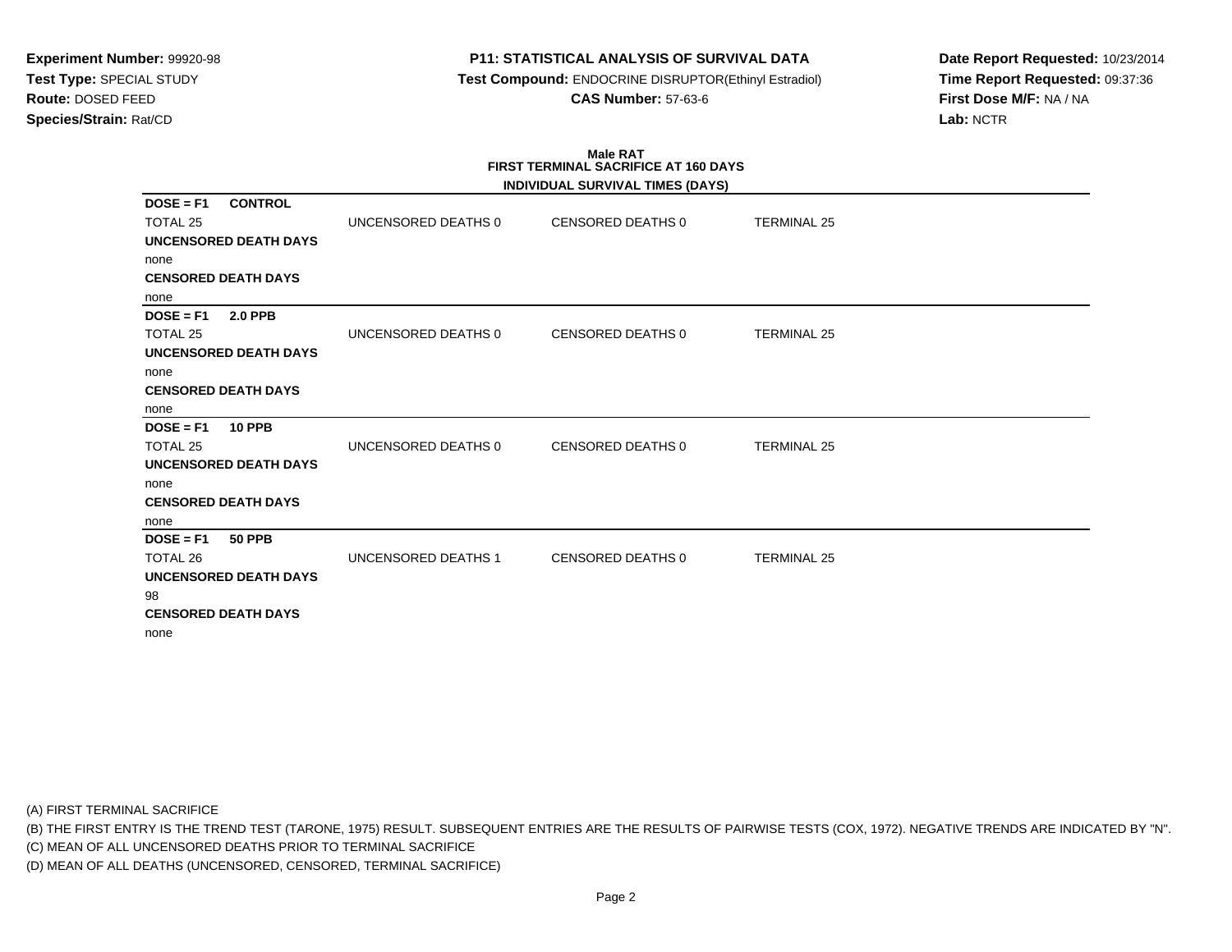**Experiment Number:** 99920-98
**Test Type:** SPECIAL STUDY
**Route:** DOSED FEED
**Species/Strain:** Rat/CD

**P11: STATISTICAL ANALYSIS OF SURVIVAL DATA**
**Test Compound:** ENDOCRINE DISRUPTOR(Ethinyl Estradiol)
**CAS Number:** 57-63-6

**Date Report Requested:** 10/23/2014
**Time Report Requested:** 09:37:36
**First Dose M/F:** NA / NA
**Lab:** NCTR

**Male RAT**
**FIRST TERMINAL SACRIFICE AT 160 DAYS**
**INDIVIDUAL SURVIVAL TIMES (DAYS)**

**DOSE = F1 CONTROL**

TOTAL 25 | UNCENSORED DEATHS 0 | CENSORED DEATHS 0 | TERMINAL 25

**UNCENSORED DEATH DAYS**
none
**CENSORED DEATH DAYS**
none

**DOSE = F1 2.0 PPB**

TOTAL 25 | UNCENSORED DEATHS 0 | CENSORED DEATHS 0 | TERMINAL 25

**UNCENSORED DEATH DAYS**
none
**CENSORED DEATH DAYS**
none

**DOSE = F1 10 PPB**

TOTAL 25 | UNCENSORED DEATHS 0 | CENSORED DEATHS 0 | TERMINAL 25

**UNCENSORED DEATH DAYS**
none
**CENSORED DEATH DAYS**
none

**DOSE = F1 50 PPB**

TOTAL 26 | UNCENSORED DEATHS 1 | CENSORED DEATHS 0 | TERMINAL 25

**UNCENSORED DEATH DAYS**
98
**CENSORED DEATH DAYS**
none

(A) FIRST TERMINAL SACRIFICE
(B) THE FIRST ENTRY IS THE TREND TEST (TARONE, 1975) RESULT. SUBSEQUENT ENTRIES ARE THE RESULTS OF PAIRWISE TESTS (COX, 1972). NEGATIVE TRENDS ARE INDICATED BY "N".
(C) MEAN OF ALL UNCENSORED DEATHS PRIOR TO TERMINAL SACRIFICE
(D) MEAN OF ALL DEATHS (UNCENSORED, CENSORED, TERMINAL SACRIFICE)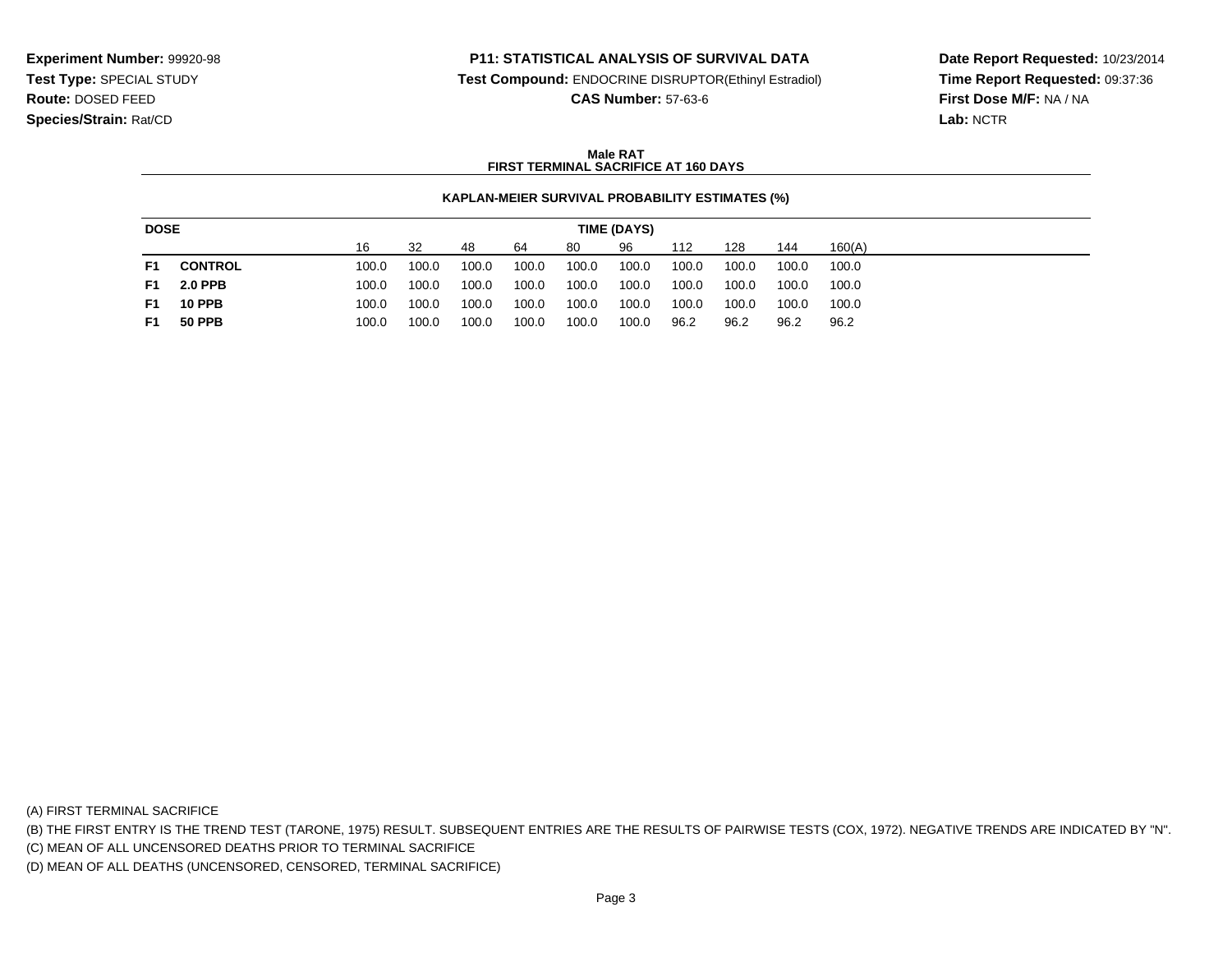**Experiment Number:** 99920-98
**Test Type:** SPECIAL STUDY
**Route:** DOSED FEED
**Species/Strain:** Rat/CD

**P11: STATISTICAL ANALYSIS OF SURVIVAL DATA**
**Test Compound:** ENDOCRINE DISRUPTOR(Ethinyl Estradiol)
**CAS Number:** 57-63-6

**Date Report Requested:** 10/23/2014
**Time Report Requested:** 09:37:36
**First Dose M/F:** NA / NA
**Lab:** NCTR

## Male RAT
## FIRST TERMINAL SACRIFICE AT 160 DAYS

### KAPLAN-MEIER SURVIVAL PROBABILITY ESTIMATES (%)

| DOSE | | TIME (DAYS) | | | | | | | | | |
|---|---|---|---|---|---|---|---|---|---|---|---|
| | | 16 | 32 | 48 | 64 | 80 | 96 | 112 | 128 | 144 | 160(A) |
| F1 | CONTROL | 100.0 | 100.0 | 100.0 | 100.0 | 100.0 | 100.0 | 100.0 | 100.0 | 100.0 | 100.0 |
| F1 | 2.0 PPB | 100.0 | 100.0 | 100.0 | 100.0 | 100.0 | 100.0 | 100.0 | 100.0 | 100.0 | 100.0 |
| F1 | 10 PPB | 100.0 | 100.0 | 100.0 | 100.0 | 100.0 | 100.0 | 100.0 | 100.0 | 100.0 | 100.0 |
| F1 | 50 PPB | 100.0 | 100.0 | 100.0 | 100.0 | 100.0 | 100.0 | 96.2 | 96.2 | 96.2 | 96.2 |

(A) FIRST TERMINAL SACRIFICE
(B) THE FIRST ENTRY IS THE TREND TEST (TARONE, 1975) RESULT. SUBSEQUENT ENTRIES ARE THE RESULTS OF PAIRWISE TESTS (COX, 1972). NEGATIVE TRENDS ARE INDICATED BY "N".
(C) MEAN OF ALL UNCENSORED DEATHS PRIOR TO TERMINAL SACRIFICE
(D) MEAN OF ALL DEATHS (UNCENSORED, CENSORED, TERMINAL SACRIFICE)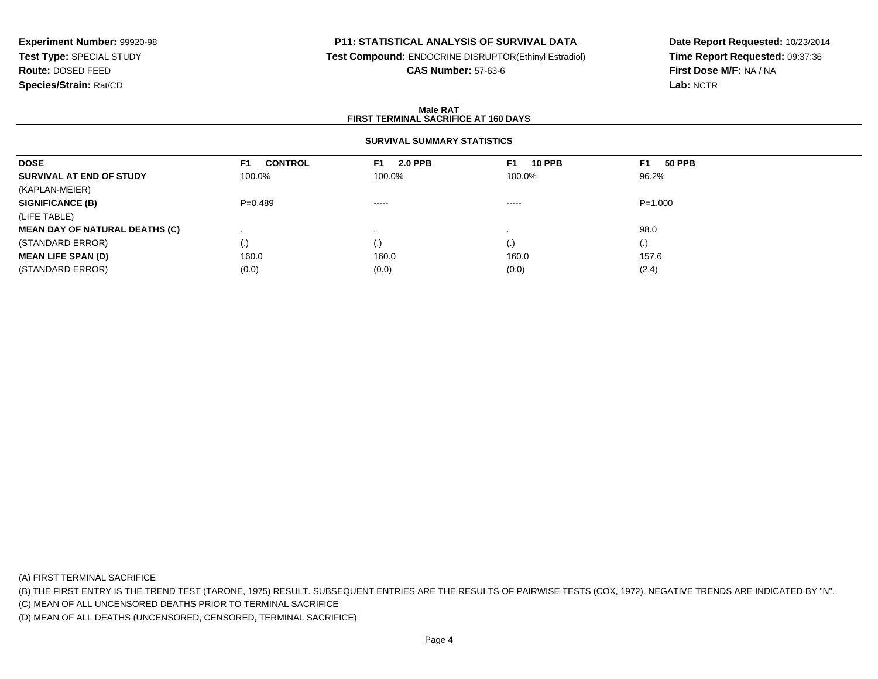**Experiment Number:** 99920-98
**Test Type:** SPECIAL STUDY
**Route:** DOSED FEED
**Species/Strain:** Rat/CD

**P11: STATISTICAL ANALYSIS OF SURVIVAL DATA**
**Test Compound:** ENDOCRINE DISRUPTOR(Ethinyl Estradiol)
**CAS Number:** 57-63-6

**Date Report Requested:** 10/23/2014
**Time Report Requested:** 09:37:36
**First Dose M/F:** NA / NA
**Lab:** NCTR

**Male RAT**
**FIRST TERMINAL SACRIFICE AT 160 DAYS**

**SURVIVAL SUMMARY STATISTICS**

| DOSE | F1 CONTROL | F1 2.0 PPB | F1 10 PPB | F1 50 PPB |
|---|---|---|---|---|
| **SURVIVAL AT END OF STUDY** | 100.0% | 100.0% | 100.0% | 96.2% |
| (KAPLAN-MEIER) | | | | |
| **SIGNIFICANCE (B)** | P=0.489 | ----- | ----- | P=1.000 |
| (LIFE TABLE) | | | | |
| **MEAN DAY OF NATURAL DEATHS (C)** | . | . | . | 98.0 |
| (STANDARD ERROR) | (.) | (.) | (.) | (.) |
| **MEAN LIFE SPAN (D)** | 160.0 | 160.0 | 160.0 | 157.6 |
| (STANDARD ERROR) | (0.0) | (0.0) | (0.0) | (2.4) |

(A) FIRST TERMINAL SACRIFICE
(B) THE FIRST ENTRY IS THE TREND TEST (TARONE, 1975) RESULT. SUBSEQUENT ENTRIES ARE THE RESULTS OF PAIRWISE TESTS (COX, 1972). NEGATIVE TRENDS ARE INDICATED BY "N".
(C) MEAN OF ALL UNCENSORED DEATHS PRIOR TO TERMINAL SACRIFICE
(D) MEAN OF ALL DEATHS (UNCENSORED, CENSORED, TERMINAL SACRIFICE)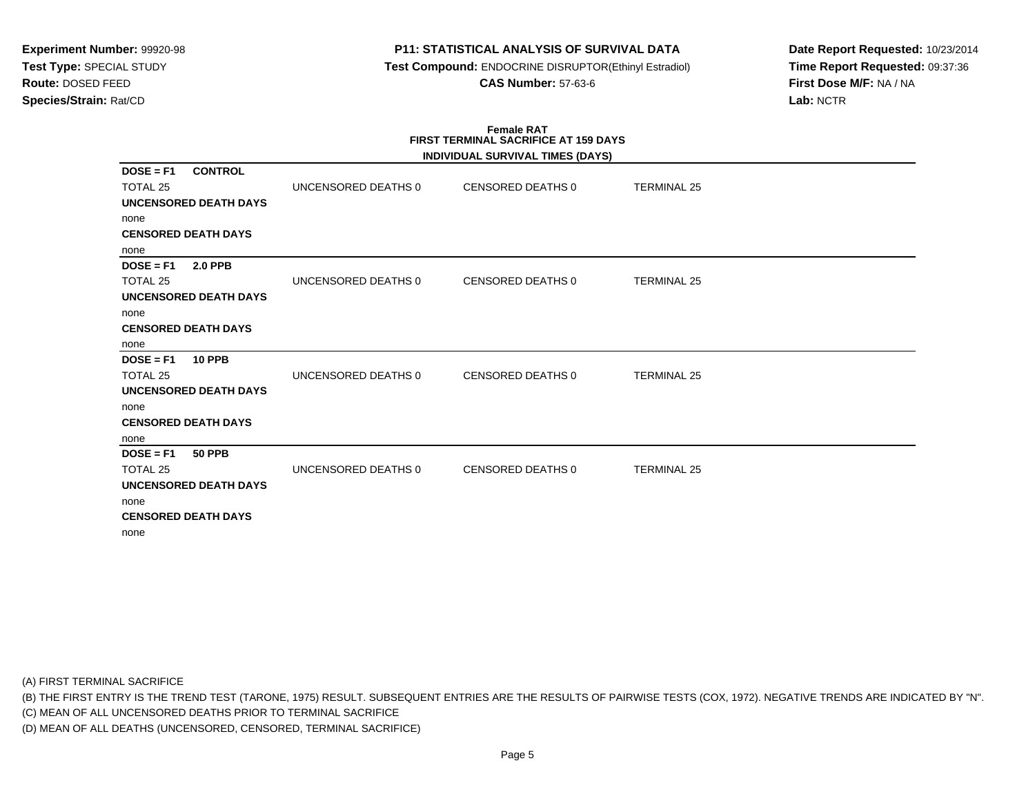**Experiment Number:** 99920-98
**Test Type:** SPECIAL STUDY
**Route:** DOSED FEED
**Species/Strain:** Rat/CD

**P11: STATISTICAL ANALYSIS OF SURVIVAL DATA**
**Test Compound:** ENDOCRINE DISRUPTOR(Ethinyl Estradiol)
**CAS Number:** 57-63-6

**Date Report Requested:** 10/23/2014
**Time Report Requested:** 09:37:36
**First Dose M/F:** NA / NA
**Lab:** NCTR

**Female RAT**
**FIRST TERMINAL SACRIFICE AT 159 DAYS**
**INDIVIDUAL SURVIVAL TIMES (DAYS)**

**DOSE = F1 CONTROL**

TOTAL 25 | UNCENSORED DEATHS 0 | CENSORED DEATHS 0 | TERMINAL 25

**UNCENSORED DEATH DAYS**

none

**CENSORED DEATH DAYS**

none

**DOSE = F1 2.0 PPB**

TOTAL 25 | UNCENSORED DEATHS 0 | CENSORED DEATHS 0 | TERMINAL 25

**UNCENSORED DEATH DAYS**

none

**CENSORED DEATH DAYS**

none

**DOSE = F1 10 PPB**

TOTAL 25 | UNCENSORED DEATHS 0 | CENSORED DEATHS 0 | TERMINAL 25

**UNCENSORED DEATH DAYS**

none

**CENSORED DEATH DAYS**

none

**DOSE = F1 50 PPB**

TOTAL 25 | UNCENSORED DEATHS 0 | CENSORED DEATHS 0 | TERMINAL 25

**UNCENSORED DEATH DAYS**

none

**CENSORED DEATH DAYS**

none

(A) FIRST TERMINAL SACRIFICE
(B) THE FIRST ENTRY IS THE TREND TEST (TARONE, 1975) RESULT. SUBSEQUENT ENTRIES ARE THE RESULTS OF PAIRWISE TESTS (COX, 1972). NEGATIVE TRENDS ARE INDICATED BY "N".
(C) MEAN OF ALL UNCENSORED DEATHS PRIOR TO TERMINAL SACRIFICE
(D) MEAN OF ALL DEATHS (UNCENSORED, CENSORED, TERMINAL SACRIFICE)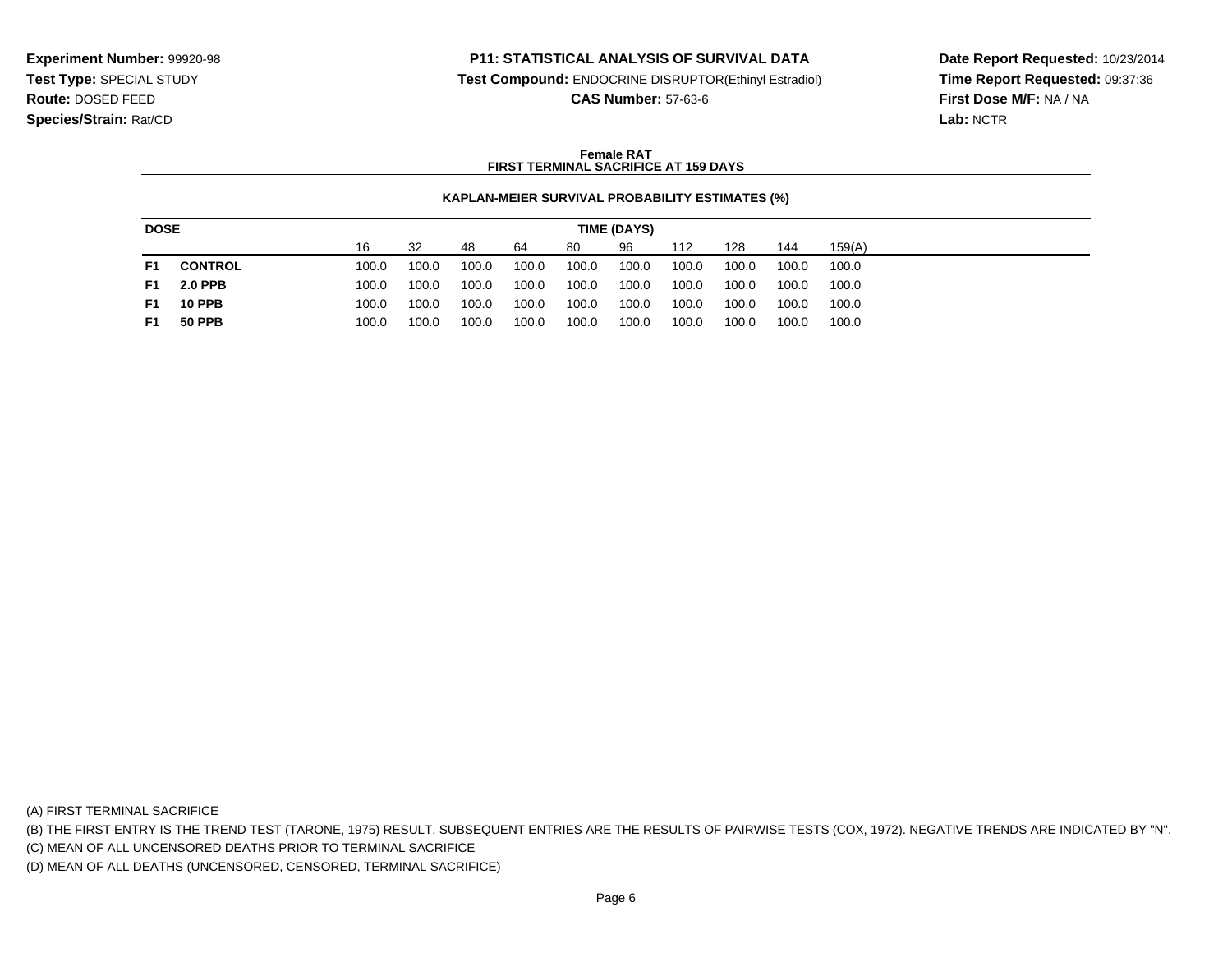**Experiment Number:** 99920-98
**Test Type:** SPECIAL STUDY
**Route:** DOSED FEED
**Species/Strain:** Rat/CD

**P11: STATISTICAL ANALYSIS OF SURVIVAL DATA**
**Test Compound:** ENDOCRINE DISRUPTOR(Ethinyl Estradiol)
**CAS Number:** 57-63-6

**Date Report Requested:** 10/23/2014
**Time Report Requested:** 09:37:36
**First Dose M/F:** NA / NA
**Lab:** NCTR

**Female RAT**
**FIRST TERMINAL SACRIFICE AT 159 DAYS**

**KAPLAN-MEIER SURVIVAL PROBABILITY ESTIMATES (%)**

| DOSE | | TIME (DAYS) | | | | | | | | | |
|---|---|---|---|---|---|---|---|---|---|---|---|
| | | 16 | 32 | 48 | 64 | 80 | 96 | 112 | 128 | 144 | 159(A) |
| **F1** | **CONTROL** | 100.0 | 100.0 | 100.0 | 100.0 | 100.0 | 100.0 | 100.0 | 100.0 | 100.0 | 100.0 |
| **F1** | **2.0 PPB** | 100.0 | 100.0 | 100.0 | 100.0 | 100.0 | 100.0 | 100.0 | 100.0 | 100.0 | 100.0 |
| **F1** | **10 PPB** | 100.0 | 100.0 | 100.0 | 100.0 | 100.0 | 100.0 | 100.0 | 100.0 | 100.0 | 100.0 |
| **F1** | **50 PPB** | 100.0 | 100.0 | 100.0 | 100.0 | 100.0 | 100.0 | 100.0 | 100.0 | 100.0 | 100.0 |

(A) FIRST TERMINAL SACRIFICE
(B) THE FIRST ENTRY IS THE TREND TEST (TARONE, 1975) RESULT. SUBSEQUENT ENTRIES ARE THE RESULTS OF PAIRWISE TESTS (COX, 1972). NEGATIVE TRENDS ARE INDICATED BY "N".
(C) MEAN OF ALL UNCENSORED DEATHS PRIOR TO TERMINAL SACRIFICE
(D) MEAN OF ALL DEATHS (UNCENSORED, CENSORED, TERMINAL SACRIFICE)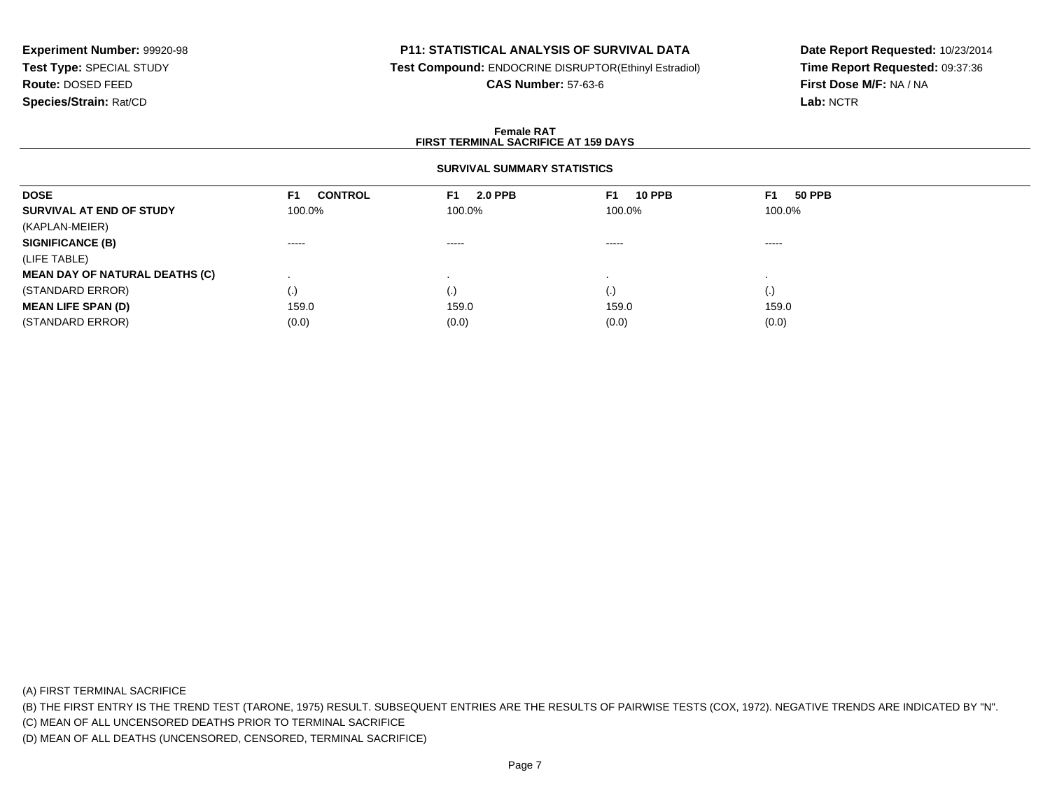**Experiment Number:** 99920-98
**Test Type:** SPECIAL STUDY
**Route:** DOSED FEED
**Species/Strain:** Rat/CD

**P11: STATISTICAL ANALYSIS OF SURVIVAL DATA**
**Test Compound:** ENDOCRINE DISRUPTOR(Ethinyl Estradiol)
**CAS Number:** 57-63-6

**Date Report Requested:** 10/23/2014
**Time Report Requested:** 09:37:36
**First Dose M/F:** NA / NA
**Lab:** NCTR

## Female RAT
## FIRST TERMINAL SACRIFICE AT 159 DAYS

### SURVIVAL SUMMARY STATISTICS

| DOSE | F1 CONTROL | F1 2.0 PPB | F1 10 PPB | F1 50 PPB |
|---|---|---|---|---|
| **SURVIVAL AT END OF STUDY** | 100.0% | 100.0% | 100.0% | 100.0% |
| (KAPLAN-MEIER) | | | | |
| **SIGNIFICANCE (B)** | ----- | ----- | ----- | ----- |
| (LIFE TABLE) | | | | |
| **MEAN DAY OF NATURAL DEATHS (C)** | . | . | . | . |
| (STANDARD ERROR) | (.) | (.) | (.) | (.) |
| **MEAN LIFE SPAN (D)** | 159.0 | 159.0 | 159.0 | 159.0 |
| (STANDARD ERROR) | (0.0) | (0.0) | (0.0) | (0.0) |

(A) FIRST TERMINAL SACRIFICE
(B) THE FIRST ENTRY IS THE TREND TEST (TARONE, 1975) RESULT. SUBSEQUENT ENTRIES ARE THE RESULTS OF PAIRWISE TESTS (COX, 1972). NEGATIVE TRENDS ARE INDICATED BY "N".
(C) MEAN OF ALL UNCENSORED DEATHS PRIOR TO TERMINAL SACRIFICE
(D) MEAN OF ALL DEATHS (UNCENSORED, CENSORED, TERMINAL SACRIFICE)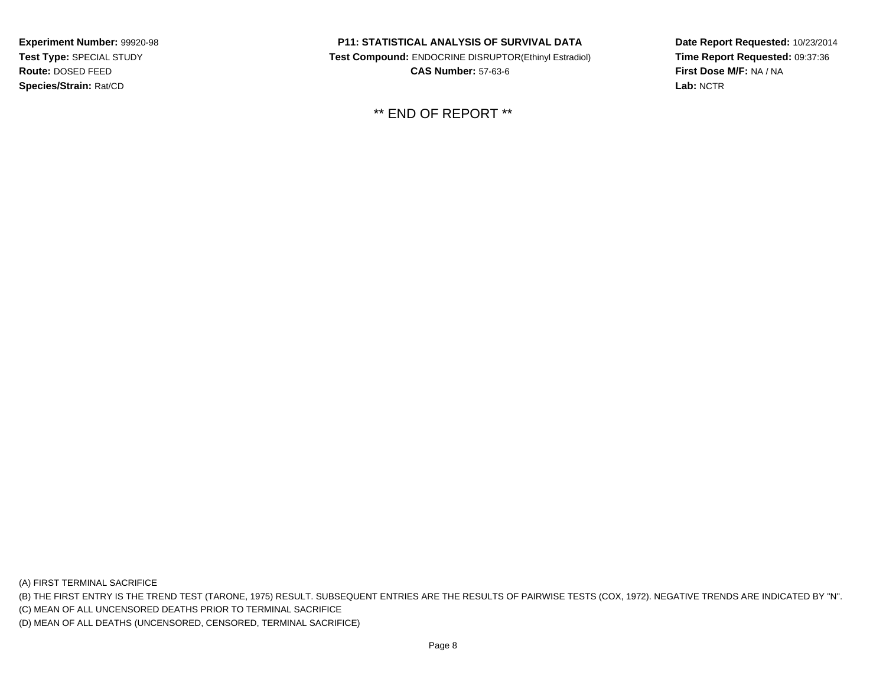**Experiment Number:** 99920-98
**Test Type:** SPECIAL STUDY
**Route:** DOSED FEED
**Species/Strain:** Rat/CD

**P11: STATISTICAL ANALYSIS OF SURVIVAL DATA**
**Test Compound:** ENDOCRINE DISRUPTOR(Ethinyl Estradiol)
**CAS Number:** 57-63-6

**Date Report Requested:** 10/23/2014
**Time Report Requested:** 09:37:36
**First Dose M/F:** NA / NA
**Lab:** NCTR

** END OF REPORT **

(A) FIRST TERMINAL SACRIFICE
(B) THE FIRST ENTRY IS THE TREND TEST (TARONE, 1975) RESULT. SUBSEQUENT ENTRIES ARE THE RESULTS OF PAIRWISE TESTS (COX, 1972). NEGATIVE TRENDS ARE INDICATED BY "N".
(C) MEAN OF ALL UNCENSORED DEATHS PRIOR TO TERMINAL SACRIFICE
(D) MEAN OF ALL DEATHS (UNCENSORED, CENSORED, TERMINAL SACRIFICE)